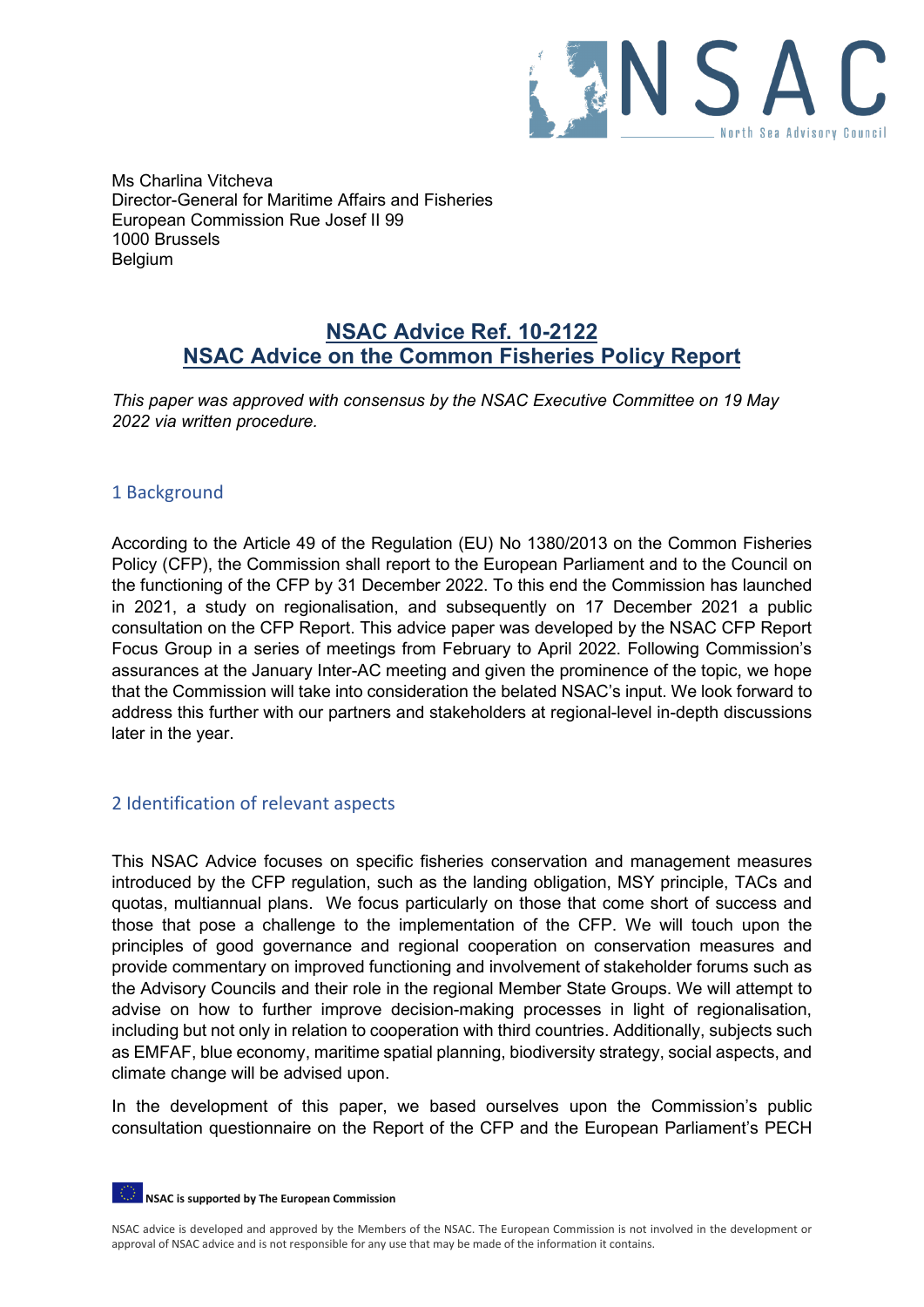Ms Charlina Vitcheva
Director-General for Maritime Affairs and Fisheries
European Commission Rue Josef II 99
1000 Brussels
Belgium

# NSAC Advice Ref. 10-2122
# NSAC Advice on the Common Fisheries Policy Report

*This paper was approved with consensus by the NSAC Executive Committee on 19 May 2022 via written procedure.*

## 1 Background

According to the Article 49 of the Regulation (EU) No 1380/2013 on the Common Fisheries Policy (CFP), the Commission shall report to the European Parliament and to the Council on the functioning of the CFP by 31 December 2022. To this end the Commission has launched in 2021, a study on regionalisation, and subsequently on 17 December 2021 a public consultation on the CFP Report. This advice paper was developed by the NSAC CFP Report Focus Group in a series of meetings from February to April 2022. Following Commission's assurances at the January Inter-AC meeting and given the prominence of the topic, we hope that the Commission will take into consideration the belated NSAC's input. We look forward to address this further with our partners and stakeholders at regional-level in-depth discussions later in the year.

## 2 Identification of relevant aspects

This NSAC Advice focuses on specific fisheries conservation and management measures introduced by the CFP regulation, such as the landing obligation, MSY principle, TACs and quotas, multiannual plans. We focus particularly on those that come short of success and those that pose a challenge to the implementation of the CFP. We will touch upon the principles of good governance and regional cooperation on conservation measures and provide commentary on improved functioning and involvement of stakeholder forums such as the Advisory Councils and their role in the regional Member State Groups. We will attempt to advise on how to further improve decision-making processes in light of regionalisation, including but not only in relation to cooperation with third countries. Additionally, subjects such as EMFAF, blue economy, maritime spatial planning, biodiversity strategy, social aspects, and climate change will be advised upon.

In the development of this paper, we based ourselves upon the Commission's public consultation questionnaire on the Report of the CFP and the European Parliament's PECH

NSAC is supported by The European Commission

NSAC advice is developed and approved by the Members of the NSAC. The European Commission is not involved in the development or approval of NSAC advice and is not responsible for any use that may be made of the information it contains.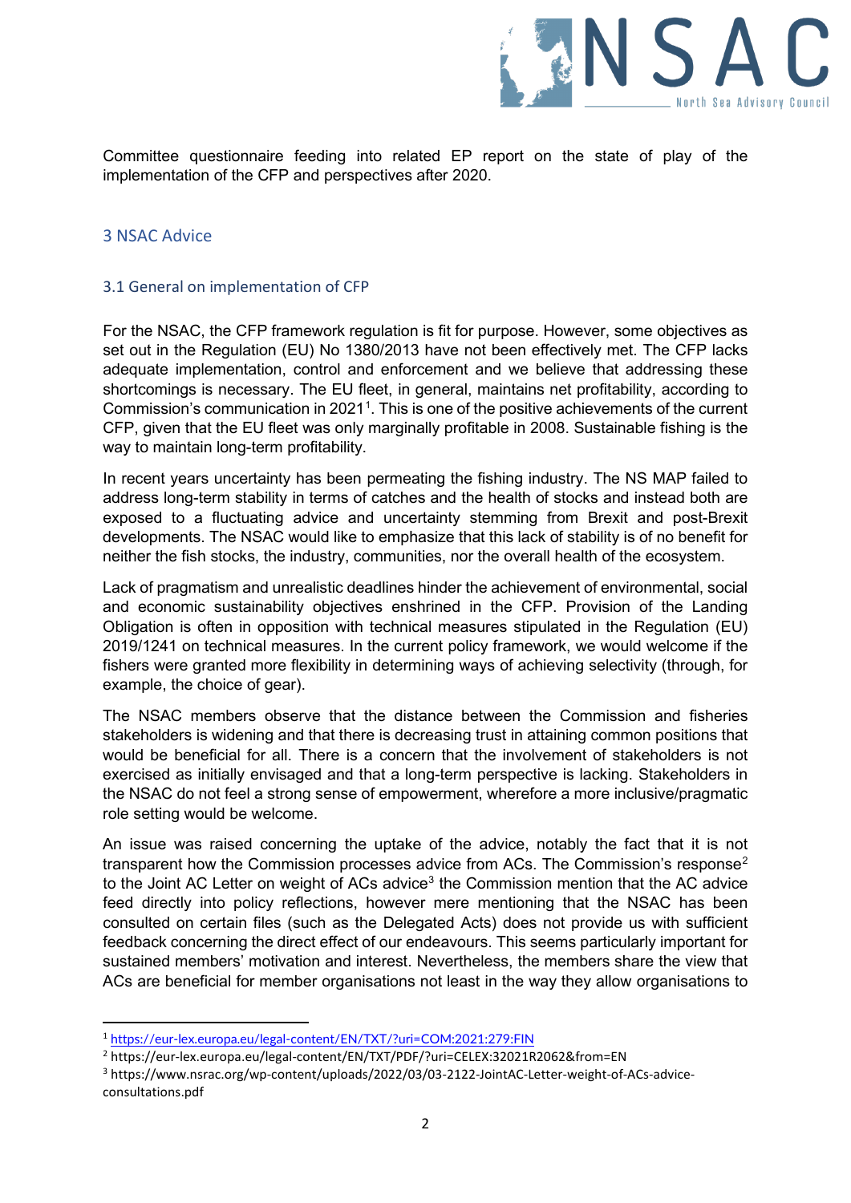Committee questionnaire feeding into related EP report on the state of play of the implementation of the CFP and perspectives after 2020.

## 3 NSAC Advice

### 3.1 General on implementation of CFP

For the NSAC, the CFP framework regulation is fit for purpose. However, some objectives as set out in the Regulation (EU) No 1380/2013 have not been effectively met. The CFP lacks adequate implementation, control and enforcement and we believe that addressing these shortcomings is necessary. The EU fleet, in general, maintains net profitability, according to Commission's communication in 2021[1]. This is one of the positive achievements of the current CFP, given that the EU fleet was only marginally profitable in 2008. Sustainable fishing is the way to maintain long-term profitability.

In recent years uncertainty has been permeating the fishing industry. The NS MAP failed to address long-term stability in terms of catches and the health of stocks and instead both are exposed to a fluctuating advice and uncertainty stemming from Brexit and post-Brexit developments. The NSAC would like to emphasize that this lack of stability is of no benefit for neither the fish stocks, the industry, communities, nor the overall health of the ecosystem.

Lack of pragmatism and unrealistic deadlines hinder the achievement of environmental, social and economic sustainability objectives enshrined in the CFP. Provision of the Landing Obligation is often in opposition with technical measures stipulated in the Regulation (EU) 2019/1241 on technical measures. In the current policy framework, we would welcome if the fishers were granted more flexibility in determining ways of achieving selectivity (through, for example, the choice of gear).

The NSAC members observe that the distance between the Commission and fisheries stakeholders is widening and that there is decreasing trust in attaining common positions that would be beneficial for all. There is a concern that the involvement of stakeholders is not exercised as initially envisaged and that a long-term perspective is lacking. Stakeholders in the NSAC do not feel a strong sense of empowerment, wherefore a more inclusive/pragmatic role setting would be welcome.

An issue was raised concerning the uptake of the advice, notably the fact that it is not transparent how the Commission processes advice from ACs. The Commission's response[2] to the Joint AC Letter on weight of ACs advice[3] the Commission mention that the AC advice feed directly into policy reflections, however mere mentioning that the NSAC has been consulted on certain files (such as the Delegated Acts) does not provide us with sufficient feedback concerning the direct effect of our endeavours. This seems particularly important for sustained members' motivation and interest. Nevertheless, the members share the view that ACs are beneficial for member organisations not least in the way they allow organisations to

---

[1] https://eur-lex.europa.eu/legal-content/EN/TXT/?uri=COM:2021:279:FIN

[2] https://eur-lex.europa.eu/legal-content/EN/TXT/PDF/?uri=CELEX:32021R2062&from=EN

[3] https://www.nsrac.org/wp-content/uploads/2022/03/03-2122-JointAC-Letter-weight-of-ACs-advice-consultations.pdf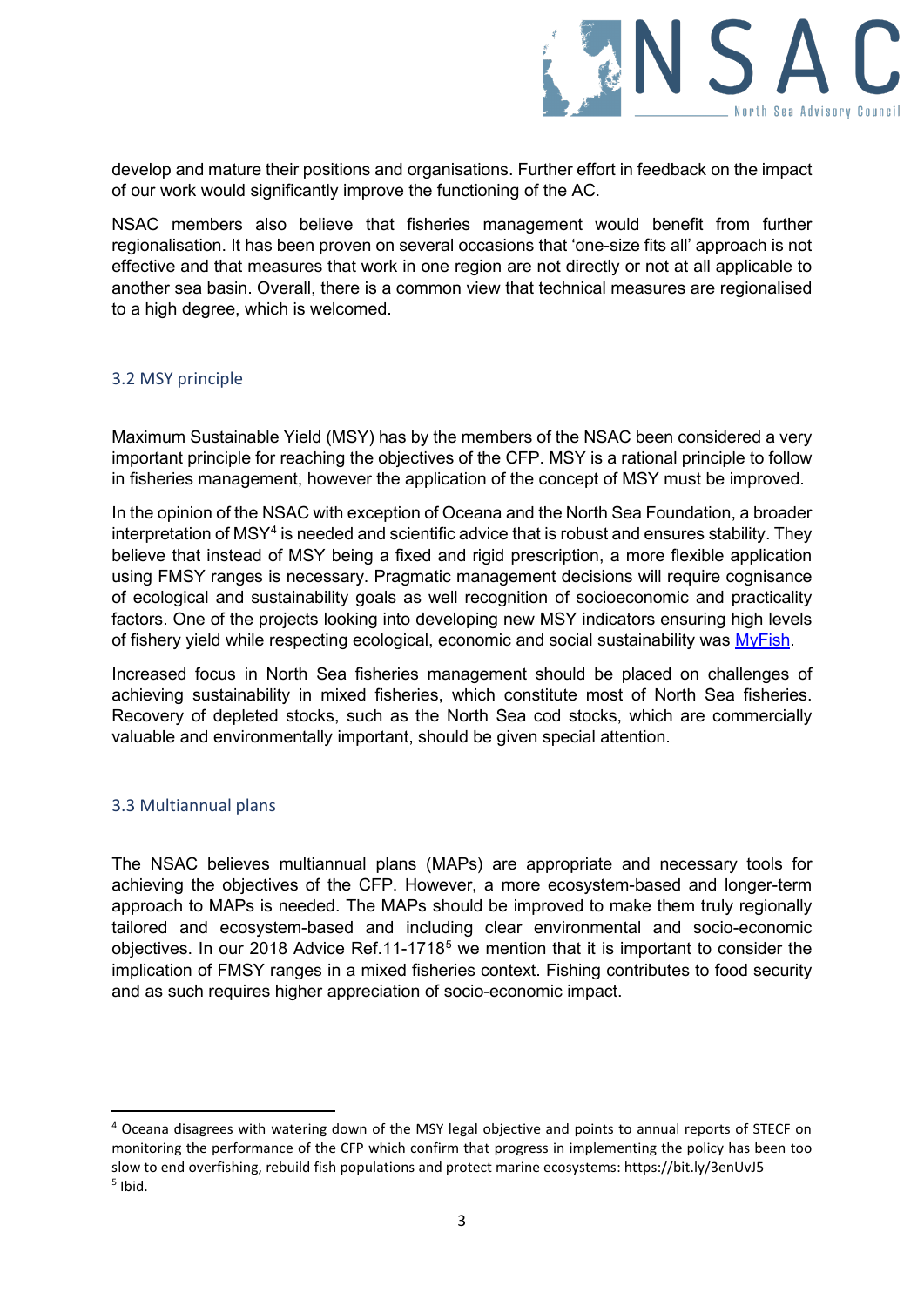develop and mature their positions and organisations. Further effort in feedback on the impact of our work would significantly improve the functioning of the AC.

NSAC members also believe that fisheries management would benefit from further regionalisation. It has been proven on several occasions that 'one-size fits all' approach is not effective and that measures that work in one region are not directly or not at all applicable to another sea basin. Overall, there is a common view that technical measures are regionalised to a high degree, which is welcomed.

### 3.2 MSY principle

Maximum Sustainable Yield (MSY) has by the members of the NSAC been considered a very important principle for reaching the objectives of the CFP. MSY is a rational principle to follow in fisheries management, however the application of the concept of MSY must be improved.

In the opinion of the NSAC with exception of Oceana and the North Sea Foundation, a broader interpretation of MSY[4] is needed and scientific advice that is robust and ensures stability. They believe that instead of MSY being a fixed and rigid prescription, a more flexible application using FMSY ranges is necessary. Pragmatic management decisions will require cognisance of ecological and sustainability goals as well recognition of socioeconomic and practicality factors. One of the projects looking into developing new MSY indicators ensuring high levels of fishery yield while respecting ecological, economic and social sustainability was MyFish.

Increased focus in North Sea fisheries management should be placed on challenges of achieving sustainability in mixed fisheries, which constitute most of North Sea fisheries. Recovery of depleted stocks, such as the North Sea cod stocks, which are commercially valuable and environmentally important, should be given special attention.

### 3.3 Multiannual plans

The NSAC believes multiannual plans (MAPs) are appropriate and necessary tools for achieving the objectives of the CFP. However, a more ecosystem-based and longer-term approach to MAPs is needed. The MAPs should be improved to make them truly regionally tailored and ecosystem-based and including clear environmental and socio-economic objectives. In our 2018 Advice Ref.11-1718[5] we mention that it is important to consider the implication of FMSY ranges in a mixed fisheries context. Fishing contributes to food security and as such requires higher appreciation of socio-economic impact.

---

[4] Oceana disagrees with watering down of the MSY legal objective and points to annual reports of STECF on monitoring the performance of the CFP which confirm that progress in implementing the policy has been too slow to end overfishing, rebuild fish populations and protect marine ecosystems: https://bit.ly/3enUvJ5

[5] Ibid.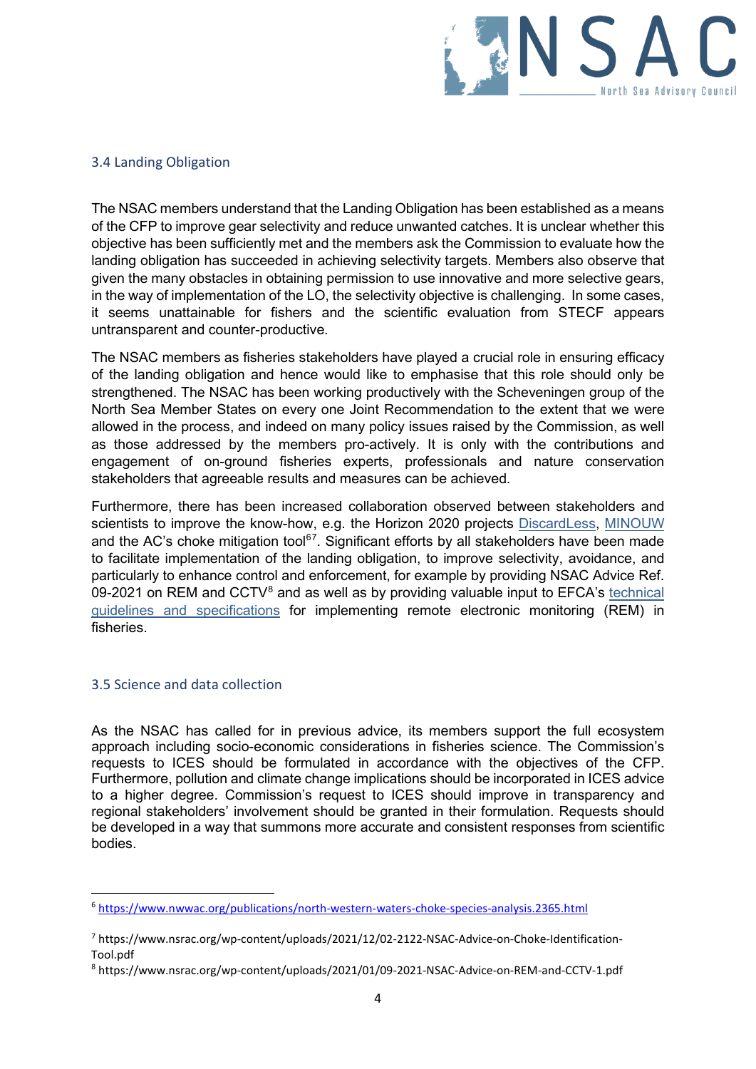## 3.4 Landing Obligation

The NSAC members understand that the Landing Obligation has been established as a means of the CFP to improve gear selectivity and reduce unwanted catches. It is unclear whether this objective has been sufficiently met and the members ask the Commission to evaluate how the landing obligation has succeeded in achieving selectivity targets. Members also observe that given the many obstacles in obtaining permission to use innovative and more selective gears, in the way of implementation of the LO, the selectivity objective is challenging. In some cases, it seems unattainable for fishers and the scientific evaluation from STECF appears untransparent and counter-productive.

The NSAC members as fisheries stakeholders have played a crucial role in ensuring efficacy of the landing obligation and hence would like to emphasise that this role should only be strengthened. The NSAC has been working productively with the Scheveningen group of the North Sea Member States on every one Joint Recommendation to the extent that we were allowed in the process, and indeed on many policy issues raised by the Commission, as well as those addressed by the members pro-actively. It is only with the contributions and engagement of on-ground fisheries experts, professionals and nature conservation stakeholders that agreeable results and measures can be achieved.

Furthermore, there has been increased collaboration observed between stakeholders and scientists to improve the know-how, e.g. the Horizon 2020 projects DiscardLess, MINOUW and the AC's choke mitigation tool[6][7]. Significant efforts by all stakeholders have been made to facilitate implementation of the landing obligation, to improve selectivity, avoidance, and particularly to enhance control and enforcement, for example by providing NSAC Advice Ref. 09-2021 on REM and CCTV[8] and as well as by providing valuable input to EFCA's technical guidelines and specifications for implementing remote electronic monitoring (REM) in fisheries.

## 3.5 Science and data collection

As the NSAC has called for in previous advice, its members support the full ecosystem approach including socio-economic considerations in fisheries science. The Commission's requests to ICES should be formulated in accordance with the objectives of the CFP. Furthermore, pollution and climate change implications should be incorporated in ICES advice to a higher degree. Commission's request to ICES should improve in transparency and regional stakeholders' involvement should be granted in their formulation. Requests should be developed in a way that summons more accurate and consistent responses from scientific bodies.

---

[6] https://www.nwwac.org/publications/north-western-waters-choke-species-analysis.2365.html

[7] https://www.nsrac.org/wp-content/uploads/2021/12/02-2122-NSAC-Advice-on-Choke-Identification-Tool.pdf

[8] https://www.nsrac.org/wp-content/uploads/2021/01/09-2021-NSAC-Advice-on-REM-and-CCTV-1.pdf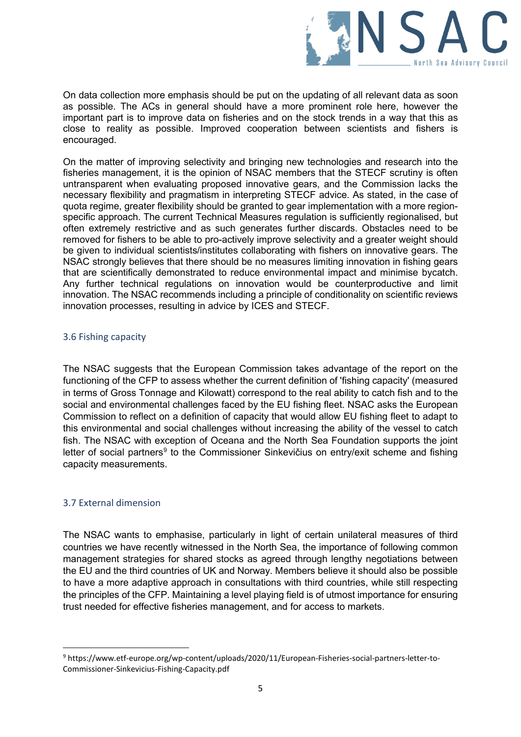On data collection more emphasis should be put on the updating of all relevant data as soon as possible. The ACs in general should have a more prominent role here, however the important part is to improve data on fisheries and on the stock trends in a way that this as close to reality as possible. Improved cooperation between scientists and fishers is encouraged.

On the matter of improving selectivity and bringing new technologies and research into the fisheries management, it is the opinion of NSAC members that the STECF scrutiny is often untransparent when evaluating proposed innovative gears, and the Commission lacks the necessary flexibility and pragmatism in interpreting STECF advice. As stated, in the case of quota regime, greater flexibility should be granted to gear implementation with a more region-specific approach. The current Technical Measures regulation is sufficiently regionalised, but often extremely restrictive and as such generates further discards. Obstacles need to be removed for fishers to be able to pro-actively improve selectivity and a greater weight should be given to individual scientists/institutes collaborating with fishers on innovative gears. The NSAC strongly believes that there should be no measures limiting innovation in fishing gears that are scientifically demonstrated to reduce environmental impact and minimise bycatch. Any further technical regulations on innovation would be counterproductive and limit innovation. The NSAC recommends including a principle of conditionality on scientific reviews innovation processes, resulting in advice by ICES and STECF.

### 3.6 Fishing capacity

The NSAC suggests that the European Commission takes advantage of the report on the functioning of the CFP to assess whether the current definition of 'fishing capacity' (measured in terms of Gross Tonnage and Kilowatt) correspond to the real ability to catch fish and to the social and environmental challenges faced by the EU fishing fleet. NSAC asks the European Commission to reflect on a definition of capacity that would allow EU fishing fleet to adapt to this environmental and social challenges without increasing the ability of the vessel to catch fish. The NSAC with exception of Oceana and the North Sea Foundation supports the joint letter of social partners[9] to the Commissioner Sinkevičius on entry/exit scheme and fishing capacity measurements.

### 3.7 External dimension

The NSAC wants to emphasise, particularly in light of certain unilateral measures of third countries we have recently witnessed in the North Sea, the importance of following common management strategies for shared stocks as agreed through lengthy negotiations between the EU and the third countries of UK and Norway. Members believe it should also be possible to have a more adaptive approach in consultations with third countries, while still respecting the principles of the CFP. Maintaining a level playing field is of utmost importance for ensuring trust needed for effective fisheries management, and for access to markets.

[9] https://www.etf-europe.org/wp-content/uploads/2020/11/European-Fisheries-social-partners-letter-to-Commissioner-Sinkevicius-Fishing-Capacity.pdf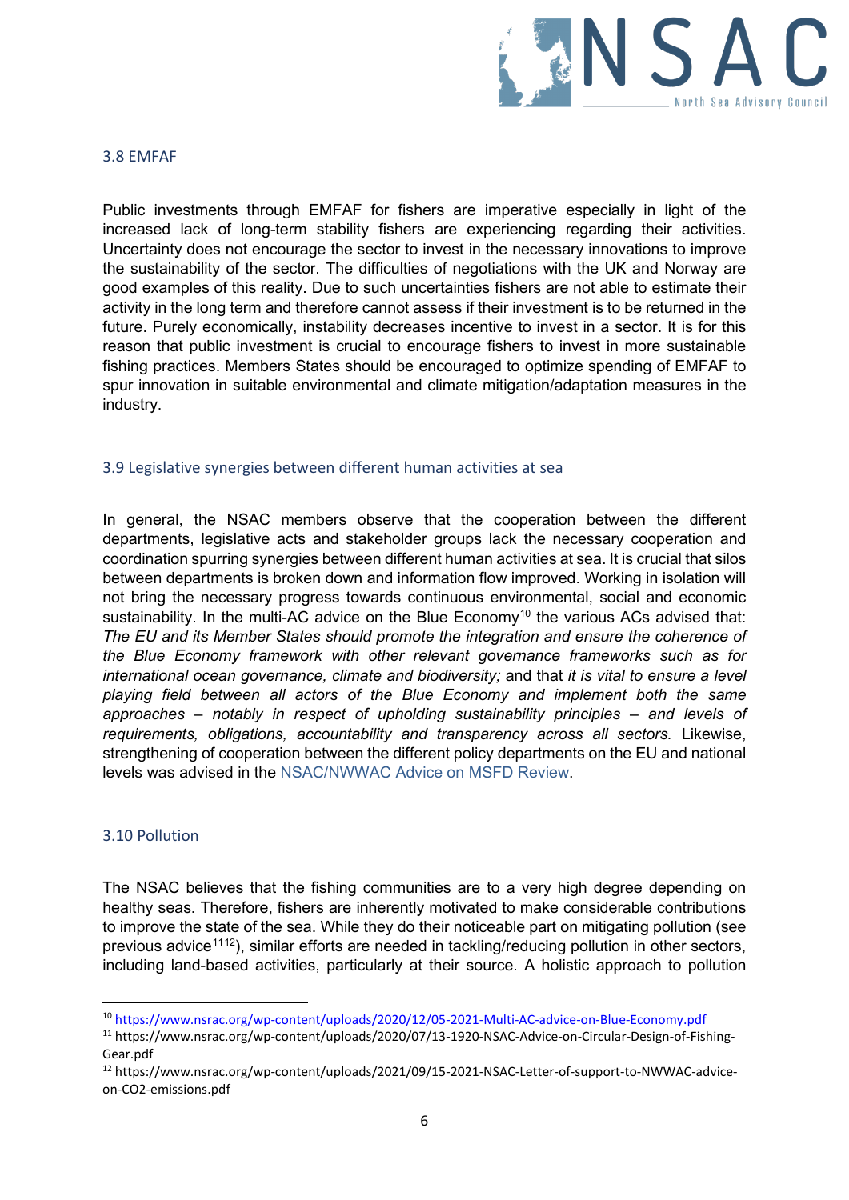### 3.8 EMFAF

Public investments through EMFAF for fishers are imperative especially in light of the increased lack of long-term stability fishers are experiencing regarding their activities. Uncertainty does not encourage the sector to invest in the necessary innovations to improve the sustainability of the sector. The difficulties of negotiations with the UK and Norway are good examples of this reality. Due to such uncertainties fishers are not able to estimate their activity in the long term and therefore cannot assess if their investment is to be returned in the future. Purely economically, instability decreases incentive to invest in a sector. It is for this reason that public investment is crucial to encourage fishers to invest in more sustainable fishing practices. Members States should be encouraged to optimize spending of EMFAF to spur innovation in suitable environmental and climate mitigation/adaptation measures in the industry.

### 3.9 Legislative synergies between different human activities at sea

In general, the NSAC members observe that the cooperation between the different departments, legislative acts and stakeholder groups lack the necessary cooperation and coordination spurring synergies between different human activities at sea. It is crucial that silos between departments is broken down and information flow improved. Working in isolation will not bring the necessary progress towards continuous environmental, social and economic sustainability. In the multi-AC advice on the Blue Economy[10] the various ACs advised that: *The EU and its Member States should promote the integration and ensure the coherence of the Blue Economy framework with other relevant governance frameworks such as for international ocean governance, climate and biodiversity;* and that *it is vital to ensure a level playing field between all actors of the Blue Economy and implement both the same approaches – notably in respect of upholding sustainability principles – and levels of requirements, obligations, accountability and transparency across all sectors.* Likewise, strengthening of cooperation between the different policy departments on the EU and national levels was advised in the NSAC/NWWAC Advice on MSFD Review.

### 3.10 Pollution

The NSAC believes that the fishing communities are to a very high degree depending on healthy seas. Therefore, fishers are inherently motivated to make considerable contributions to improve the state of the sea. While they do their noticeable part on mitigating pollution (see previous advice[11][12]), similar efforts are needed in tackling/reducing pollution in other sectors, including land-based activities, particularly at their source. A holistic approach to pollution

---

[10] https://www.nsrac.org/wp-content/uploads/2020/12/05-2021-Multi-AC-advice-on-Blue-Economy.pdf

[11] https://www.nsrac.org/wp-content/uploads/2020/07/13-1920-NSAC-Advice-on-Circular-Design-of-Fishing-Gear.pdf

[12] https://www.nsrac.org/wp-content/uploads/2021/09/15-2021-NSAC-Letter-of-support-to-NWWAC-advice-on-CO2-emissions.pdf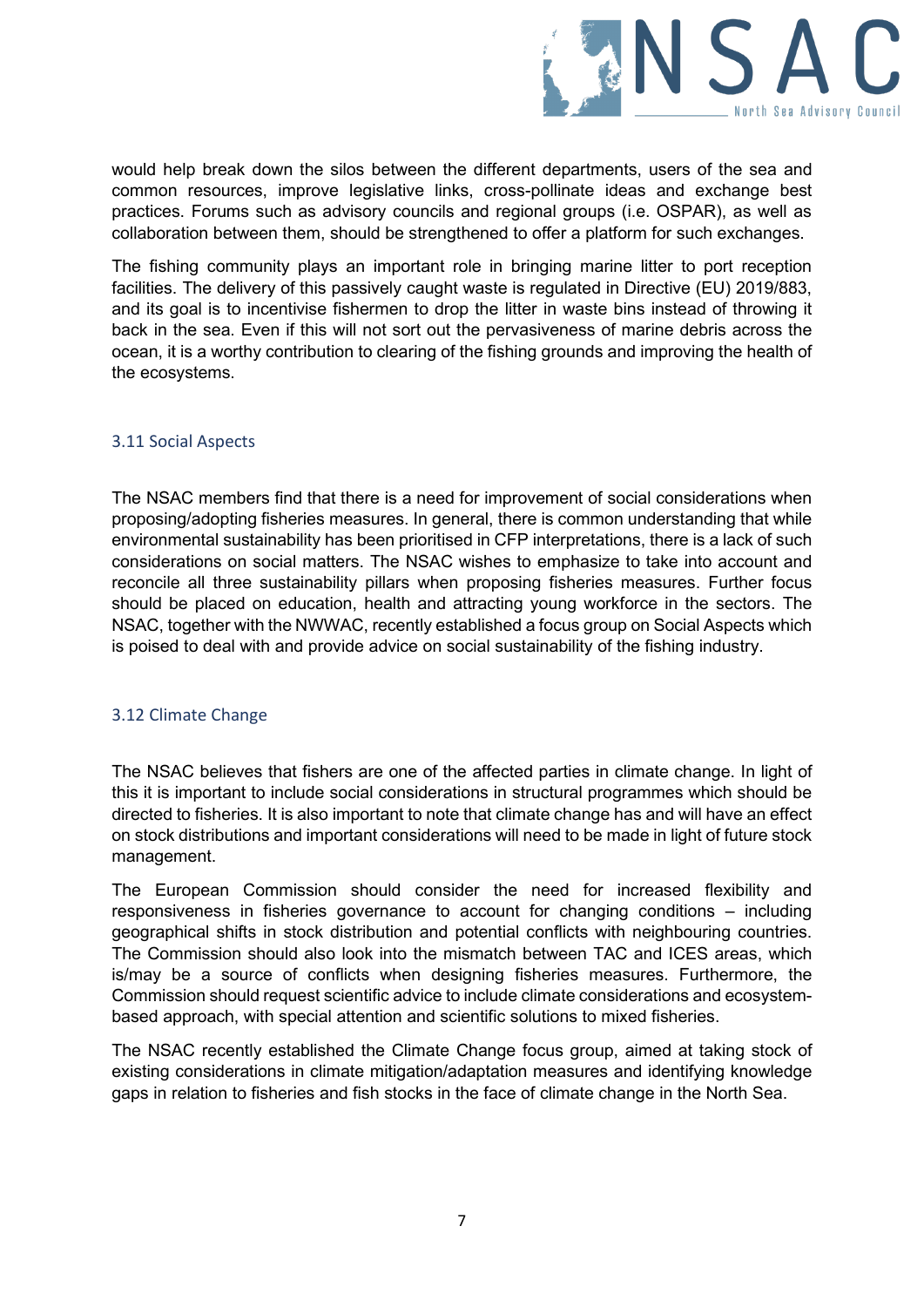would help break down the silos between the different departments, users of the sea and common resources, improve legislative links, cross-pollinate ideas and exchange best practices. Forums such as advisory councils and regional groups (i.e. OSPAR), as well as collaboration between them, should be strengthened to offer a platform for such exchanges.

The fishing community plays an important role in bringing marine litter to port reception facilities. The delivery of this passively caught waste is regulated in Directive (EU) 2019/883, and its goal is to incentivise fishermen to drop the litter in waste bins instead of throwing it back in the sea. Even if this will not sort out the pervasiveness of marine debris across the ocean, it is a worthy contribution to clearing of the fishing grounds and improving the health of the ecosystems.

### 3.11 Social Aspects

The NSAC members find that there is a need for improvement of social considerations when proposing/adopting fisheries measures. In general, there is common understanding that while environmental sustainability has been prioritised in CFP interpretations, there is a lack of such considerations on social matters. The NSAC wishes to emphasize to take into account and reconcile all three sustainability pillars when proposing fisheries measures. Further focus should be placed on education, health and attracting young workforce in the sectors. The NSAC, together with the NWWAC, recently established a focus group on Social Aspects which is poised to deal with and provide advice on social sustainability of the fishing industry.

### 3.12 Climate Change

The NSAC believes that fishers are one of the affected parties in climate change. In light of this it is important to include social considerations in structural programmes which should be directed to fisheries. It is also important to note that climate change has and will have an effect on stock distributions and important considerations will need to be made in light of future stock management.

The European Commission should consider the need for increased flexibility and responsiveness in fisheries governance to account for changing conditions – including geographical shifts in stock distribution and potential conflicts with neighbouring countries. The Commission should also look into the mismatch between TAC and ICES areas, which is/may be a source of conflicts when designing fisheries measures. Furthermore, the Commission should request scientific advice to include climate considerations and ecosystem-based approach, with special attention and scientific solutions to mixed fisheries.

The NSAC recently established the Climate Change focus group, aimed at taking stock of existing considerations in climate mitigation/adaptation measures and identifying knowledge gaps in relation to fisheries and fish stocks in the face of climate change in the North Sea.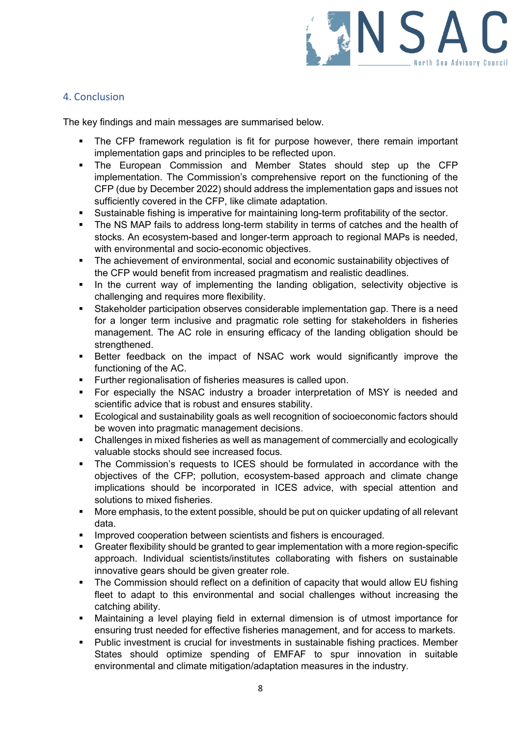## 4. Conclusion

The key findings and main messages are summarised below.

- The CFP framework regulation is fit for purpose however, there remain important implementation gaps and principles to be reflected upon.
- The European Commission and Member States should step up the CFP implementation. The Commission's comprehensive report on the functioning of the CFP (due by December 2022) should address the implementation gaps and issues not sufficiently covered in the CFP, like climate adaptation.
- Sustainable fishing is imperative for maintaining long-term profitability of the sector.
- The NS MAP fails to address long-term stability in terms of catches and the health of stocks. An ecosystem-based and longer-term approach to regional MAPs is needed, with environmental and socio-economic objectives.
- The achievement of environmental, social and economic sustainability objectives of the CFP would benefit from increased pragmatism and realistic deadlines.
- In the current way of implementing the landing obligation, selectivity objective is challenging and requires more flexibility.
- Stakeholder participation observes considerable implementation gap. There is a need for a longer term inclusive and pragmatic role setting for stakeholders in fisheries management. The AC role in ensuring efficacy of the landing obligation should be strengthened.
- Better feedback on the impact of NSAC work would significantly improve the functioning of the AC.
- Further regionalisation of fisheries measures is called upon.
- For especially the NSAC industry a broader interpretation of MSY is needed and scientific advice that is robust and ensures stability.
- Ecological and sustainability goals as well recognition of socioeconomic factors should be woven into pragmatic management decisions.
- Challenges in mixed fisheries as well as management of commercially and ecologically valuable stocks should see increased focus.
- The Commission's requests to ICES should be formulated in accordance with the objectives of the CFP; pollution, ecosystem-based approach and climate change implications should be incorporated in ICES advice, with special attention and solutions to mixed fisheries.
- More emphasis, to the extent possible, should be put on quicker updating of all relevant data.
- Improved cooperation between scientists and fishers is encouraged.
- Greater flexibility should be granted to gear implementation with a more region-specific approach. Individual scientists/institutes collaborating with fishers on sustainable innovative gears should be given greater role.
- The Commission should reflect on a definition of capacity that would allow EU fishing fleet to adapt to this environmental and social challenges without increasing the catching ability.
- Maintaining a level playing field in external dimension is of utmost importance for ensuring trust needed for effective fisheries management, and for access to markets.
- Public investment is crucial for investments in sustainable fishing practices. Member States should optimize spending of EMFAF to spur innovation in suitable environmental and climate mitigation/adaptation measures in the industry.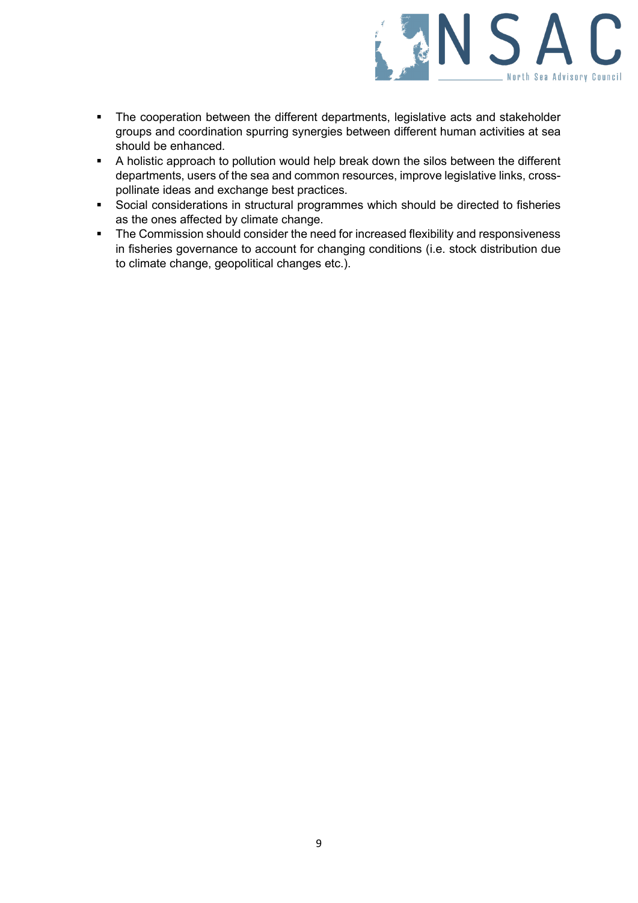- The cooperation between the different departments, legislative acts and stakeholder groups and coordination spurring synergies between different human activities at sea should be enhanced.
- A holistic approach to pollution would help break down the silos between the different departments, users of the sea and common resources, improve legislative links, cross-pollinate ideas and exchange best practices.
- Social considerations in structural programmes which should be directed to fisheries as the ones affected by climate change.
- The Commission should consider the need for increased flexibility and responsiveness in fisheries governance to account for changing conditions (i.e. stock distribution due to climate change, geopolitical changes etc.).